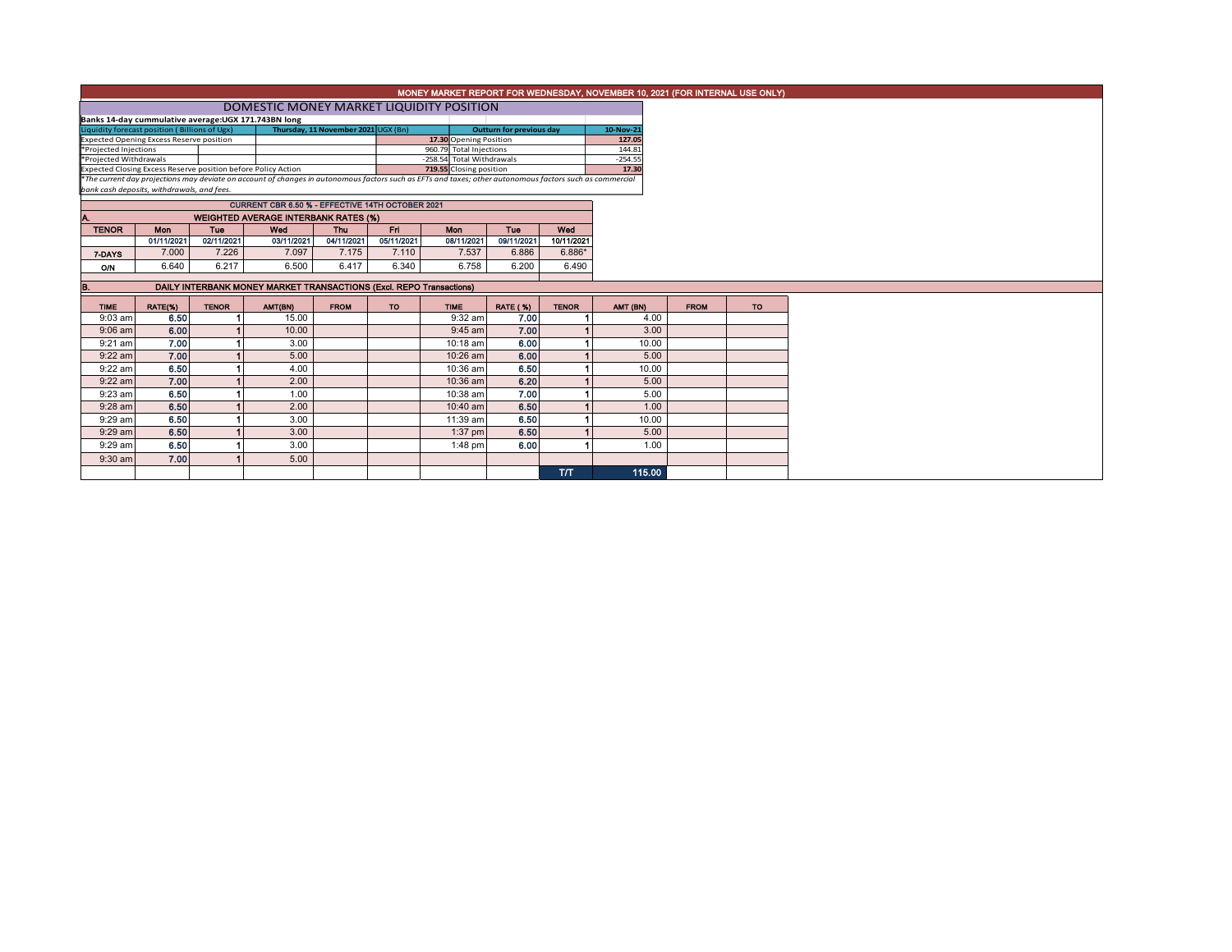# MONEY MARKET REPORT FOR WEDNESDAY, NOVEMBER 10, 2021 (FOR INTERNAL USE ONLY)

## DOMESTIC MONEY MARKET LIQUIDITY POSITION

**Banks 14-day cummulative average:UGX 171.743BN long**

| Liquidity forecast position ( Billions of Ugx) | Thursday, 11 November 2021 UGX (Bn) | Outturn for previous day | 10-Nov-21 |
|---|---|---|---|
| Expected Opening Excess Reserve position | 17.30 | Opening Position | 127.05 |
| *Projected Injections | 960.79 | Total Injections | 144.81 |
| *Projected Withdrawals | -258.54 | Total Withdrawals | -254.55 |
| Expected Closing Excess Reserve position before Policy Action | 719.55 | Closing position | 17.30 |

*\*The current day projections may deviate on account of changes in autonomous factors such as EFTs and taxes; other autonomous factors such as commercial bank cash deposits, withdrawals, and fees.*

### CURRENT CBR 6.50 % - EFFECTIVE 14TH OCTOBER 2021

### A. WEIGHTED AVERAGE INTERBANK RATES (%)

| TENOR | Mon | Tue | Wed | Thu | Fri | Mon | Tue | Wed |
|---|---|---|---|---|---|---|---|---|
| | 01/11/2021 | 02/11/2021 | 03/11/2021 | 04/11/2021 | 05/11/2021 | 08/11/2021 | 09/11/2021 | 10/11/2021 |
| 7-DAYS | 7.000 | 7.226 | 7.097 | 7.175 | 7.110 | 7.537 | 6.886 | 6.886* |
| O/N | 6.640 | 6.217 | 6.500 | 6.417 | 6.340 | 6.758 | 6.200 | 6.490 |

### B. DAILY INTERBANK MONEY MARKET TRANSACTIONS (Excl. REPO Transactions)

| TIME | RATE(%) | TENOR | AMT(BN) | FROM | TO | TIME | RATE (%) | TENOR | AMT (BN) | FROM | TO |
|---|---|---|---|---|---|---|---|---|---|---|---|
| 9:03 am | 6.50 | 1 | 15.00 | | | 9:32 am | 7.00 | 1 | 4.00 | | |
| 9:06 am | 6.00 | 1 | 10.00 | | | 9:45 am | 7.00 | 1 | 3.00 | | |
| 9:21 am | 7.00 | 1 | 3.00 | | | 10:18 am | 6.00 | 1 | 10.00 | | |
| 9:22 am | 7.00 | 1 | 5.00 | | | 10:26 am | 6.00 | 1 | 5.00 | | |
| 9:22 am | 6.50 | 1 | 4.00 | | | 10:36 am | 6.50 | 1 | 10.00 | | |
| 9:22 am | 7.00 | 1 | 2.00 | | | 10:36 am | 6.20 | 1 | 5.00 | | |
| 9:23 am | 6.50 | 1 | 1.00 | | | 10:38 am | 7.00 | 1 | 5.00 | | |
| 9:28 am | 6.50 | 1 | 2.00 | | | 10:40 am | 6.50 | 1 | 1.00 | | |
| 9:29 am | 6.50 | 1 | 3.00 | | | 11:39 am | 6.50 | 1 | 10.00 | | |
| 9:29 am | 6.50 | 1 | 3.00 | | | 1:37 pm | 6.50 | 1 | 5.00 | | |
| 9:29 am | 6.50 | 1 | 3.00 | | | 1:48 pm | 6.00 | 1 | 1.00 | | |
| 9:30 am | 7.00 | 1 | 5.00 | | | | | | | | |
| | | | | | | | | T/T | 115.00 | | |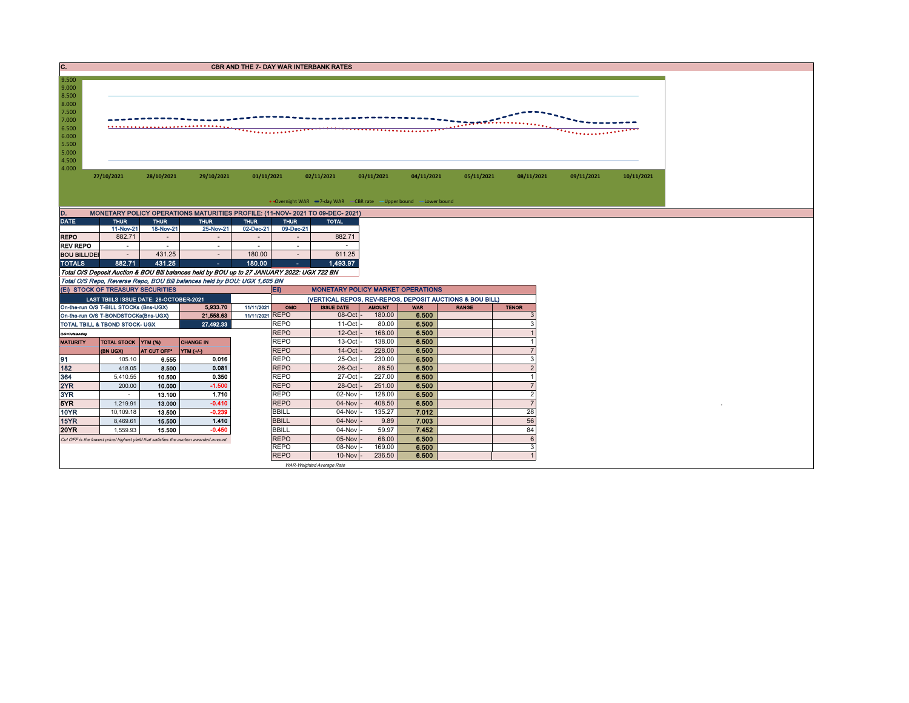## C. CBR AND THE 7- DAY WAR INTERBANK RATES

9.500
9.000
8.500
8.000
7.500
7.000
6.500
6.000
5.500
5.000
4.500
4.000

27/10/2021 28/10/2021 29/10/2021 01/11/2021 02/11/2021 03/11/2021 04/11/2021 05/11/2021 08/11/2021 09/11/2021 10/11/2021

Overnight WAR — 7-day WAR — CBR rate — Upper bound — Lower bound

## D. MONETARY POLICY OPERATIONS MATURITIES PROFILE: (11-NOV- 2021 TO 09-DEC- 2021)

| DATE | THUR | THUR | THUR | THUR | THUR | TOTAL |
|---|---|---|---|---|---|---|
| | 11-Nov-21 | 18-Nov-21 | 25-Nov-21 | 02-Dec-21 | 09-Dec-21 | |
| REPO | 882.71 | - | - | - | - | 882.71 |
| REV REPO | - | - | - | - | - | - |
| BOU BILL/DEI | - | 431.25 | - | 180.00 | - | 611.25 |
| TOTALS | 882.71 | 431.25 | - | 180.00 | - | 1,493.97 |

*Total O/S Deposit Auction & BOU Bill balances held by BOU up to 27 JANUARY 2022: UGX 722 BN*

*Total O/S Repo, Reverse Repo, BOU Bill balances held by BOU: UGX 1,605 BN*

## (Ei) STOCK OF TREASURY SECURITIES

| LAST TBIILS ISSUE DATE: 28-OCTOBER-2021 | | |
|---|---|---|
| On-the-run O/S T-BILL STOCKs (Bns-UGX) | 5,933.70 | 11/11/2021 |
| On-the-run O/S T-BONDSTOCKs(Bns-UGX) | 21,558.63 | 11/11/2021 |
| TOTAL TBILL & TBOND STOCK- UGX | 27,492.33 | |

O/S=Outstanding

| MATURITY | TOTAL STOCK (BN UGX) | YTM (%) AT CUT OFF* | CHANGE IN YTM (+/-) |
|---|---|---|---|
| 91 | 105.10 | 6.555 | 0.016 |
| 182 | 418.05 | 8.500 | 0.081 |
| 364 | 5,410.55 | 10.500 | 0.350 |
| 2YR | 200.00 | 10.000 | -1.500 |
| 3YR | - | 13.100 | 1.710 |
| 5YR | 1,219.91 | 13.000 | -0.410 |
| 10YR | 10,109.18 | 13.500 | -0.239 |
| 15YR | 8,469.61 | 15.500 | 1.410 |
| 20YR | 1,559.93 | 15.500 | -0.450 |

*Cut OFF is the lowest price/ highest yield that satisfies the auction awarded amount.*

## Eii) MONETARY POLICY MARKET OPERATIONS

(VERTICAL REPOS, REV-REPOS, DEPOSIT AUCTIONS & BOU BILL)

| OMO | ISSUE DATE | AMOUNT | WAR | RANGE | TENOR |
|---|---|---|---|---|---|
| REPO | 08-Oct | 180.00 | 6.500 | | 3 |
| REPO | 11-Oct | 80.00 | 6.500 | | 3 |
| REPO | 12-Oct | 168.00 | 6.500 | | 1 |
| REPO | 13-Oct | 138.00 | 6.500 | | 1 |
| REPO | 14-Oct | 228.00 | 6.500 | | 7 |
| REPO | 25-Oct | 230.00 | 6.500 | | 3 |
| REPO | 26-Oct | 88.50 | 6.500 | | 2 |
| REPO | 27-Oct | 227.00 | 6.500 | | 1 |
| REPO | 28-Oct | 251.00 | 6.500 | | 7 |
| REPO | 02-Nov | 128.00 | 6.500 | | 2 |
| REPO | 04-Nov | 408.50 | 6.500 | | 7 |
| BBILL | 04-Nov | 135.27 | 7.012 | | 28 |
| BBILL | 04-Nov | 9.89 | 7.003 | | 56 |
| BBILL | 04-Nov | 59.97 | 7.452 | | 84 |
| REPO | 05-Nov | 68.00 | 6.500 | | 6 |
| REPO | 08-Nov | 169.00 | 6.500 | | 3 |
| REPO | 10-Nov | 236.50 | 6.500 | | 1 |

*WAR-Weighted Average Rate*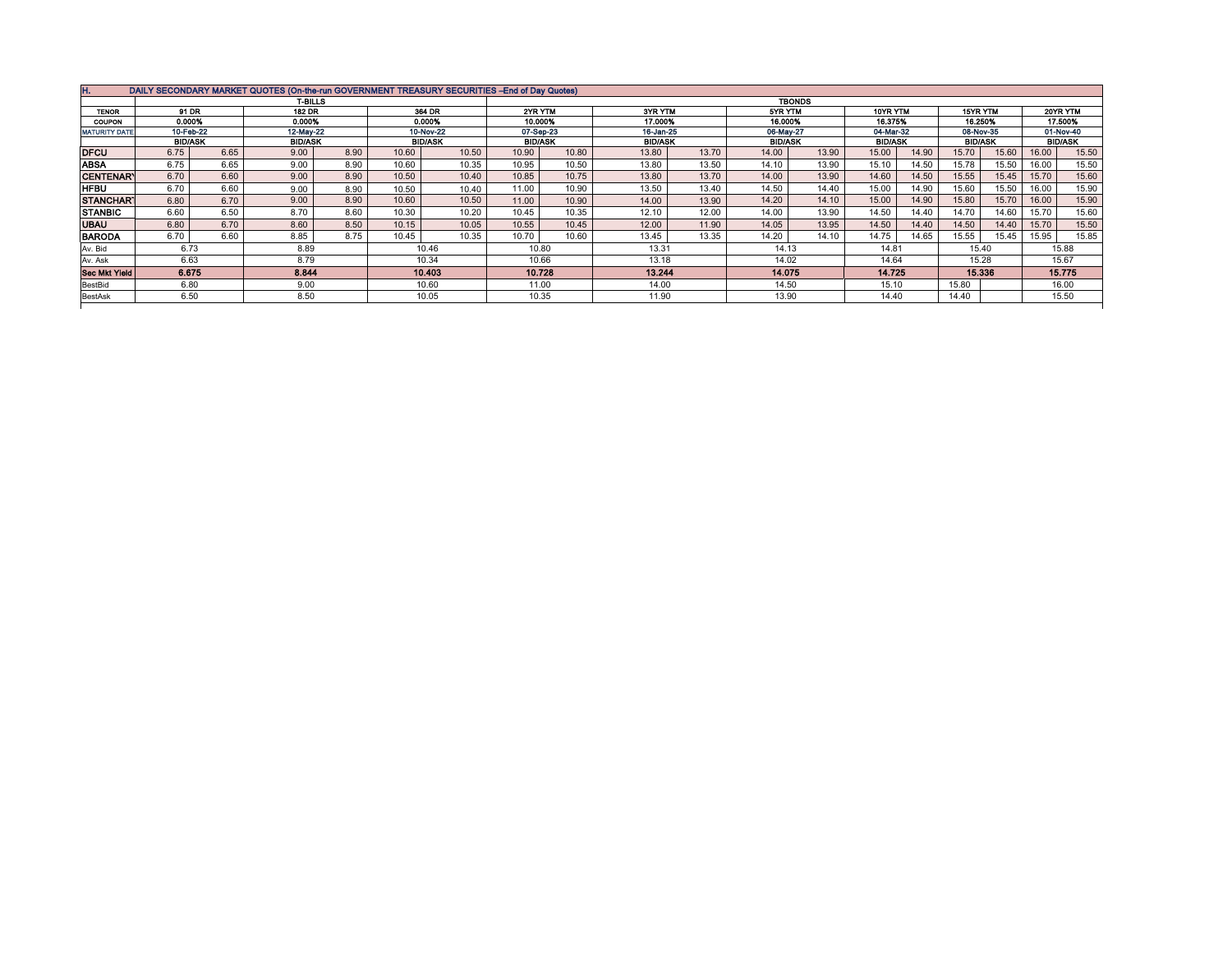| H. DAILY SECONDARY MARKET QUOTES (On-the-run GOVERNMENT TREASURY SECURITIES –End of Day Quotes) | | | | | | | | | | | | | | | | | | |
|---|---|---|---|---|---|---|---|---|---|---|---|---|---|---|---|---|---|---|
| | T-BILLS | | | | | | TBONDS | | | | | | | | | | | |
| TENOR | 91 DR | | 182 DR | | 364 DR | | 2YR YTM | | 3YR YTM | | 5YR YTM | | 10YR YTM | | 15YR YTM | | 20YR YTM | |
| COUPON | 0.000% | | 0.000% | | 0.000% | | 10.000% | | 17.000% | | 16.000% | | 16.375% | | 16.250% | | 17.500% | |
| MATURITY DATE | 10-Feb-22 | | 12-May-22 | | 10-Nov-22 | | 07-Sep-23 | | 16-Jan-25 | | 06-May-27 | | 04-Mar-32 | | 08-Nov-35 | | 01-Nov-40 | |
| | BID/ASK | | BID/ASK | | BID/ASK | | BID/ASK | | BID/ASK | | BID/ASK | | BID/ASK | | BID/ASK | | BID/ASK | |
| DFCU | 6.75 | 6.65 | 9.00 | 8.90 | 10.60 | 10.50 | 10.90 | 10.80 | 13.80 | 13.70 | 14.00 | 13.90 | 15.00 | 14.90 | 15.70 | 15.60 | 16.00 | 15.50 |
| ABSA | 6.75 | 6.65 | 9.00 | 8.90 | 10.60 | 10.35 | 10.95 | 10.50 | 13.80 | 13.50 | 14.10 | 13.90 | 15.10 | 14.50 | 15.78 | 15.50 | 16.00 | 15.50 |
| CENTENARY | 6.70 | 6.60 | 9.00 | 8.90 | 10.50 | 10.40 | 10.85 | 10.75 | 13.80 | 13.70 | 14.00 | 13.90 | 14.60 | 14.50 | 15.55 | 15.45 | 15.70 | 15.60 |
| HFBU | 6.70 | 6.60 | 9.00 | 8.90 | 10.50 | 10.40 | 11.00 | 10.90 | 13.50 | 13.40 | 14.50 | 14.40 | 15.00 | 14.90 | 15.60 | 15.50 | 16.00 | 15.90 |
| STANCHART | 6.80 | 6.70 | 9.00 | 8.90 | 10.60 | 10.50 | 11.00 | 10.90 | 14.00 | 13.90 | 14.20 | 14.10 | 15.00 | 14.90 | 15.80 | 15.70 | 16.00 | 15.90 |
| STANBIC | 6.60 | 6.50 | 8.70 | 8.60 | 10.30 | 10.20 | 10.45 | 10.35 | 12.10 | 12.00 | 14.00 | 13.90 | 14.50 | 14.40 | 14.70 | 14.60 | 15.70 | 15.60 |
| UBAU | 6.80 | 6.70 | 8.60 | 8.50 | 10.15 | 10.05 | 10.55 | 10.45 | 12.00 | 11.90 | 14.05 | 13.95 | 14.50 | 14.40 | 14.50 | 14.40 | 15.70 | 15.50 |
| BARODA | 6.70 | 6.60 | 8.85 | 8.75 | 10.45 | 10.35 | 10.70 | 10.60 | 13.45 | 13.35 | 14.20 | 14.10 | 14.75 | 14.65 | 15.55 | 15.45 | 15.95 | 15.85 |
| Av. Bid | 6.73 | | 8.89 | | 10.46 | | 10.80 | | 13.31 | | 14.13 | | 14.81 | | 15.40 | | 15.88 | |
| Av. Ask | 6.63 | | 8.79 | | 10.34 | | 10.66 | | 13.18 | | 14.02 | | 14.64 | | 15.28 | | 15.67 | |
| **Sec Mkt Yield** | **6.675** | | **8.844** | | **10.403** | | **10.728** | | **13.244** | | **14.075** | | **14.725** | | **15.336** | | **15.775** | |
| BestBid | 6.80 | | 9.00 | | 10.60 | | 11.00 | | 14.00 | | 14.50 | | 15.10 | | 15.80 | | 16.00 | |
| BestAsk | 6.50 | | 8.50 | | 10.05 | | 10.35 | | 11.90 | | 13.90 | | 14.40 | | 14.40 | | 15.50 | |